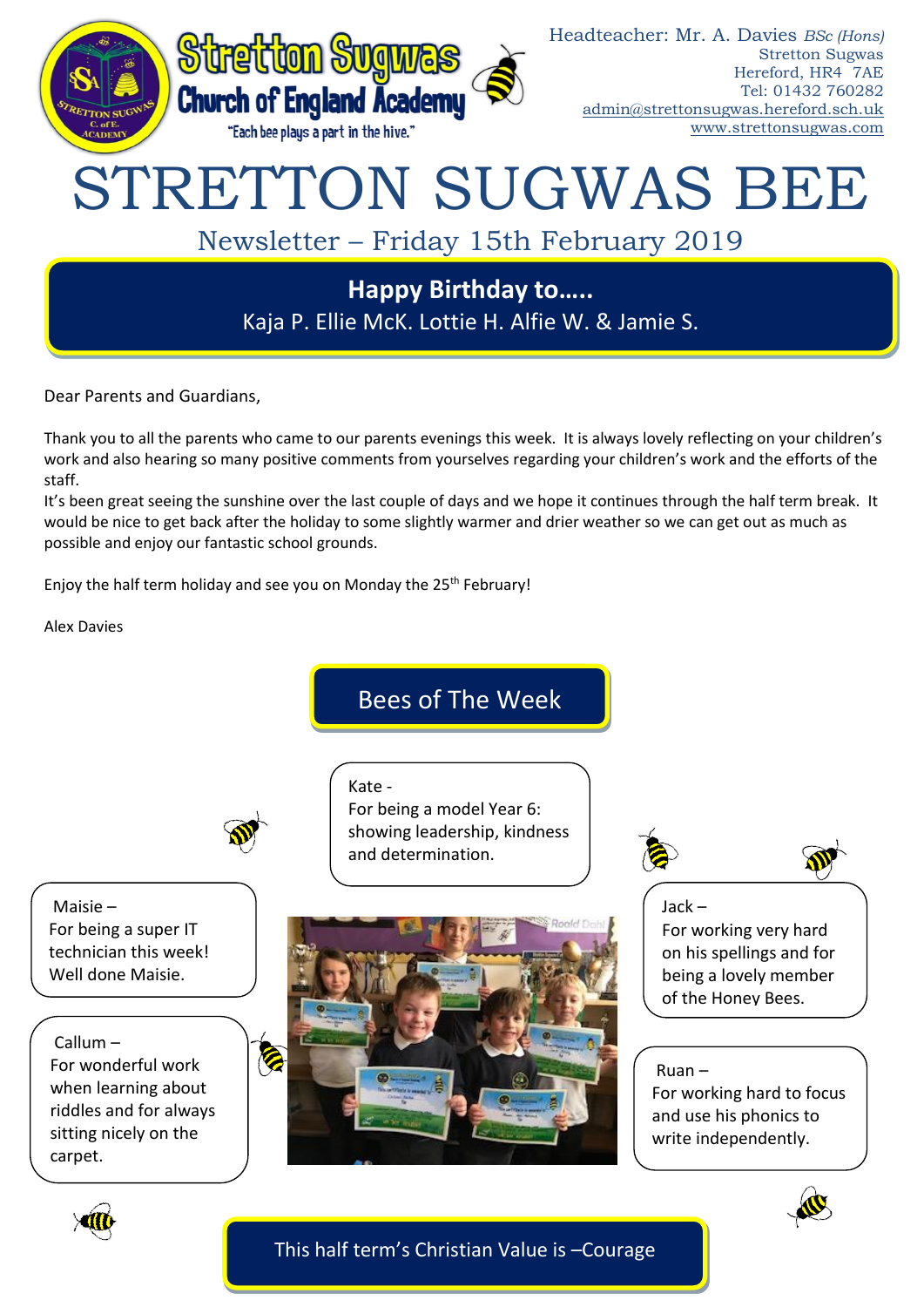Stretton Sugwas
Church of England Academy
"Each bee plays a part in the hive."

Headteacher: Mr. A. Davies *BSc (Hons)*
Stretton Sugwas
Hereford, HR4 7AE
Tel: 01432 760282
admin@strettonsugwas.hereford.sch.uk
www.strettonsugwas.com

# STRETTON SUGWAS BEE

## Newsletter – Friday 15th February 2019

**Happy Birthday to…..**
Kaja P. Ellie McK. Lottie H. Alfie W. & Jamie S.

Dear Parents and Guardians,

Thank you to all the parents who came to our parents evenings this week. It is always lovely reflecting on your children's work and also hearing so many positive comments from yourselves regarding your children's work and the efforts of the staff.

It's been great seeing the sunshine over the last couple of days and we hope it continues through the half term break. It would be nice to get back after the holiday to some slightly warmer and drier weather so we can get out as much as possible and enjoy our fantastic school grounds.

Enjoy the half term holiday and see you on Monday the 25th February!

Alex Davies

## Bees of The Week

Kate - For being a model Year 6: showing leadership, kindness and determination.

Maisie – For being a super IT technician this week! Well done Maisie.

Callum – For wonderful work when learning about riddles and for always sitting nicely on the carpet.

Jack – For working very hard on his spellings and for being a lovely member of the Honey Bees.

Ruan – For working hard to focus and use his phonics to write independently.

This half term's Christian Value is –Courage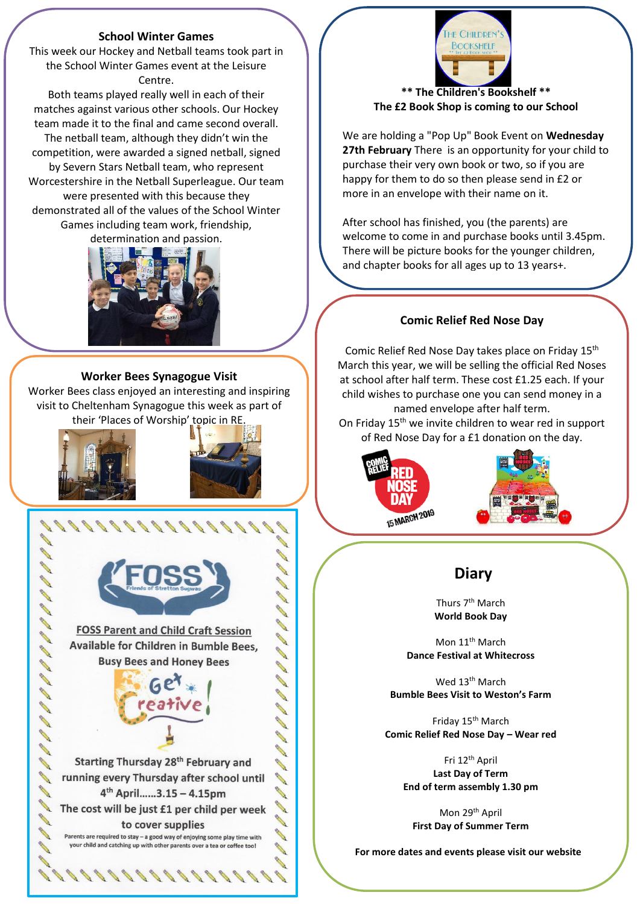## School Winter Games

This week our Hockey and Netball teams took part in the School Winter Games event at the Leisure Centre.

Both teams played really well in each of their matches against various other schools. Our Hockey team made it to the final and came second overall. The netball team, although they didn't win the competition, were awarded a signed netball, signed by Severn Stars Netball team, who represent Worcestershire in the Netball Superleague. Our team were presented with this because they demonstrated all of the values of the School Winter Games including team work, friendship, determination and passion.

## Worker Bees Synagogue Visit

Worker Bees class enjoyed an interesting and inspiring visit to Cheltenham Synagogue this week as part of their 'Places of Worship' topic in RE.

## FOSS

Friends of Stretton Sugwas

**FOSS Parent and Child Craft Session**

**Available for Children in Bumble Bees, Busy Bees and Honey Bees**

Get Creative!

**Starting Thursday 28th February and running every Thursday after school until 4th April……3.15 – 4.15pm**

**The cost will be just £1 per child per week to cover supplies**

Parents are required to stay – a good way of enjoying some play time with your child and catching up with other parents over a tea or coffee too!

## \*\* The Children's Bookshelf \*\*

**The £2 Book Shop is coming to our School**

We are holding a "Pop Up" Book Event on **Wednesday 27th February** There is an opportunity for your child to purchase their very own book or two, so if you are happy for them to do so then please send in £2 or more in an envelope with their name on it.

After school has finished, you (the parents) are welcome to come in and purchase books until 3.45pm. There will be picture books for the younger children, and chapter books for all ages up to 13 years+.

## Comic Relief Red Nose Day

Comic Relief Red Nose Day takes place on Friday 15th March this year, we will be selling the official Red Noses at school after half term. These cost £1.25 each. If your child wishes to purchase one you can send money in a named envelope after half term.

On Friday 15th we invite children to wear red in support of Red Nose Day for a £1 donation on the day.

## Diary

Thurs 7th March
**World Book Day**

Mon 11th March
**Dance Festival at Whitecross**

Wed 13th March
**Bumble Bees Visit to Weston's Farm**

Friday 15th March
**Comic Relief Red Nose Day – Wear red**

Fri 12th April
**Last Day of Term**
**End of term assembly 1.30 pm**

Mon 29th April
**First Day of Summer Term**

**For more dates and events please visit our website**